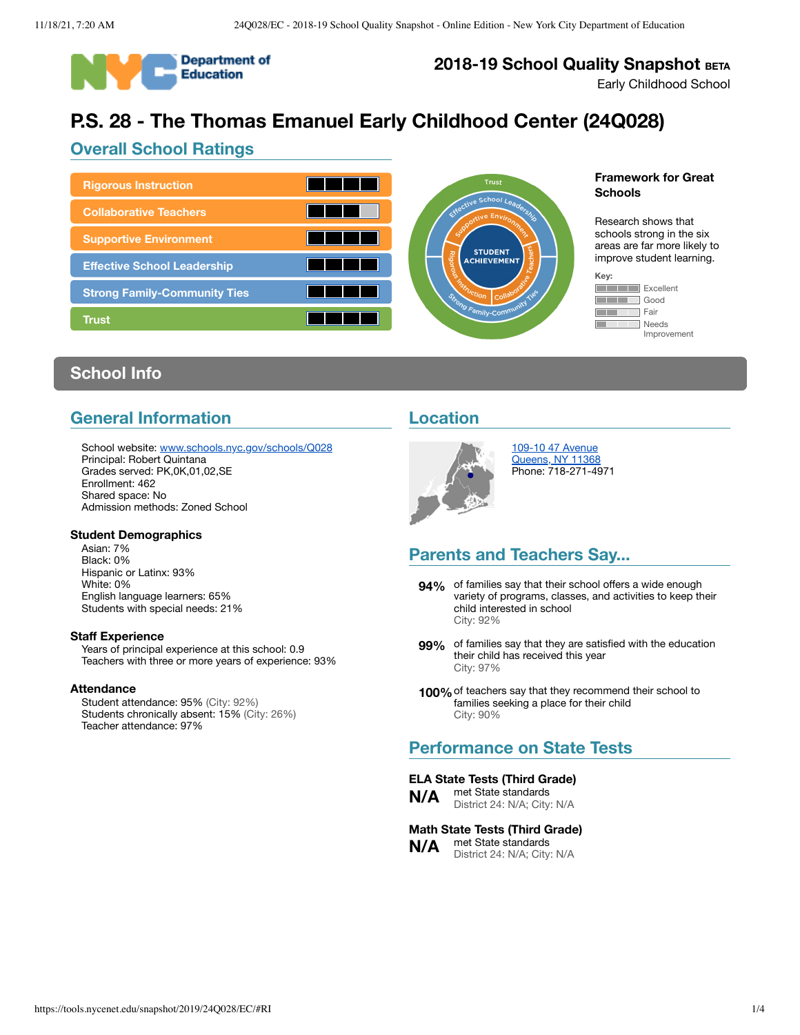# 2018-19 School Quality Snapshot BETA

Early Childhood School

# P.S. 28 - The Thomas Emanuel Early Childhood Center (24Q028)

## Overall School Ratings

| Rating Area | Rating |
| --- | --- |
| Rigorous Instruction | Excellent |
| Collaborative Teachers | Good |
| Supportive Environment | Excellent |
| Effective School Leadership | Excellent |
| Strong Family-Community Ties | Excellent |
| Trust | Excellent |

**Framework for Great Schools**

Research shows that schools strong in the six areas are far more likely to improve student learning.

Key: Excellent, Good, Fair, Needs Improvement

## School Info

### General Information

School website: www.schools.nyc.gov/schools/Q028
Principal: Robert Quintana
Grades served: PK,0K,01,02,SE
Enrollment: 462
Shared space: No
Admission methods: Zoned School

**Student Demographics**

Asian: 7%
Black: 0%
Hispanic or Latinx: 93%
White: 0%
English language learners: 65%
Students with special needs: 21%

**Staff Experience**

Years of principal experience at this school: 0.9
Teachers with three or more years of experience: 93%

**Attendance**

Student attendance: 95% (City: 92%)
Students chronically absent: 15% (City: 26%)
Teacher attendance: 97%

### Location

109-10 47 Avenue
Queens, NY 11368
Phone: 718-271-4971

### Parents and Teachers Say...

**94%** of families say that their school offers a wide enough variety of programs, classes, and activities to keep their child interested in school
City: 92%

**99%** of families say that they are satisfied with the education their child has received this year
City: 97%

**100%** of teachers say that they recommend their school to families seeking a place for their child
City: 90%

### Performance on State Tests

**ELA State Tests (Third Grade)**

**N/A** met State standards
District 24: N/A; City: N/A

**Math State Tests (Third Grade)**

**N/A** met State standards
District 24: N/A; City: N/A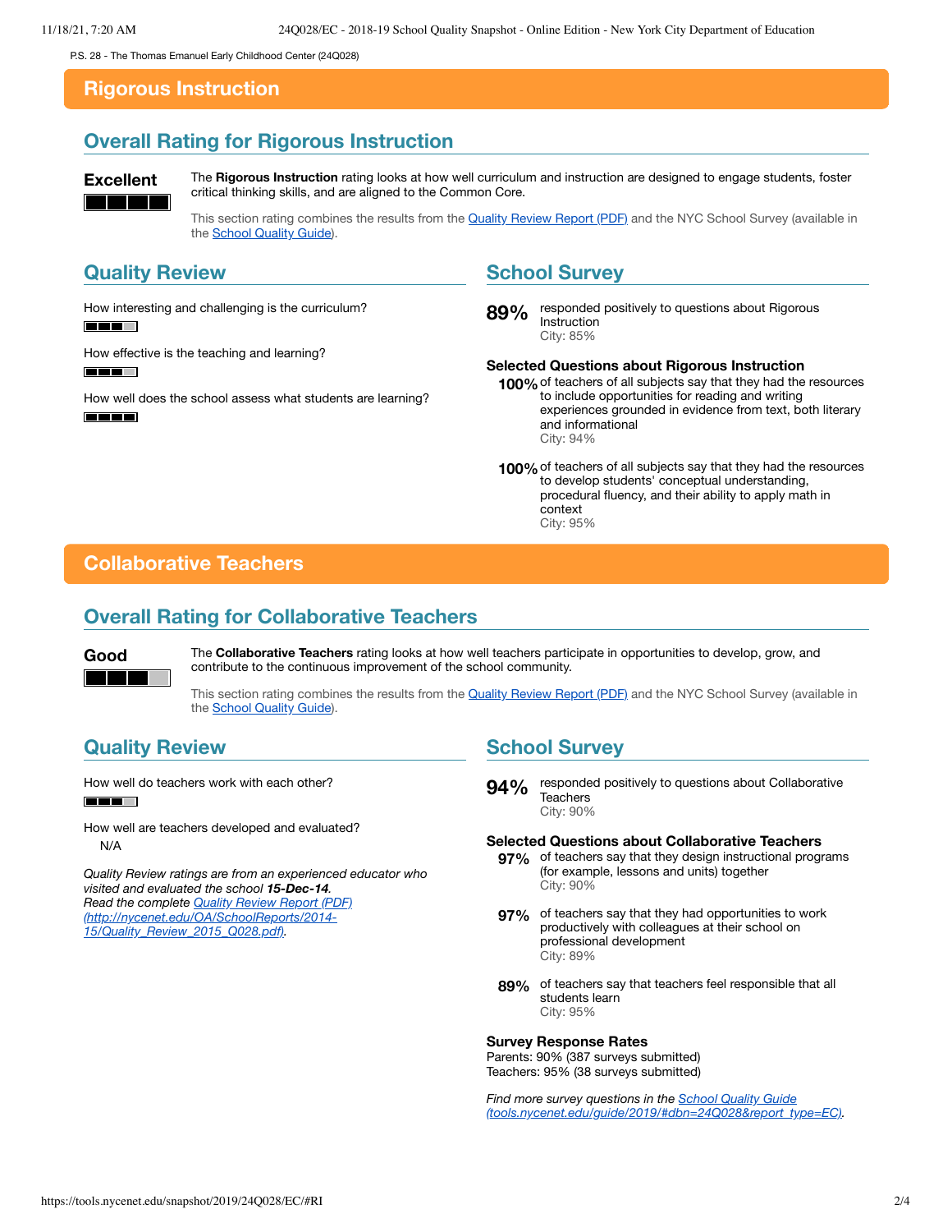P.S. 28 - The Thomas Emanuel Early Childhood Center (24Q028)

# Rigorous Instruction

## Overall Rating for Rigorous Instruction

**Excellent**

The **Rigorous Instruction** rating looks at how well curriculum and instruction are designed to engage students, foster critical thinking skills, and are aligned to the Common Core.

This section rating combines the results from the Quality Review Report (PDF) and the NYC School Survey (available in the School Quality Guide).

## Quality Review

How interesting and challenging is the curriculum?

How effective is the teaching and learning?

How well does the school assess what students are learning?

## School Survey

**89%** responded positively to questions about Rigorous Instruction
City: 85%

**Selected Questions about Rigorous Instruction**

**100%** of teachers of all subjects say that they had the resources to include opportunities for reading and writing experiences grounded in evidence from text, both literary and informational
City: 94%

**100%** of teachers of all subjects say that they had the resources to develop students' conceptual understanding, procedural fluency, and their ability to apply math in context
City: 95%

# Collaborative Teachers

## Overall Rating for Collaborative Teachers

**Good**

The **Collaborative Teachers** rating looks at how well teachers participate in opportunities to develop, grow, and contribute to the continuous improvement of the school community.

This section rating combines the results from the Quality Review Report (PDF) and the NYC School Survey (available in the School Quality Guide).

## Quality Review

How well do teachers work with each other?

How well are teachers developed and evaluated?
N/A

*Quality Review ratings are from an experienced educator who visited and evaluated the school **15-Dec-14**.*
*Read the complete Quality Review Report (PDF) (http://nycenet.edu/OA/SchoolReports/2014-15/Quality_Review_2015_Q028.pdf).*

## School Survey

**94%** responded positively to questions about Collaborative Teachers
City: 90%

**Selected Questions about Collaborative Teachers**

**97%** of teachers say that they design instructional programs (for example, lessons and units) together
City: 90%

**97%** of teachers say that they had opportunities to work productively with colleagues at their school on professional development
City: 89%

**89%** of teachers say that teachers feel responsible that all students learn
City: 95%

**Survey Response Rates**
Parents: 90% (387 surveys submitted)
Teachers: 95% (38 surveys submitted)

*Find more survey questions in the School Quality Guide (tools.nycenet.edu/guide/2019/#dbn=24Q028&report_type=EC).*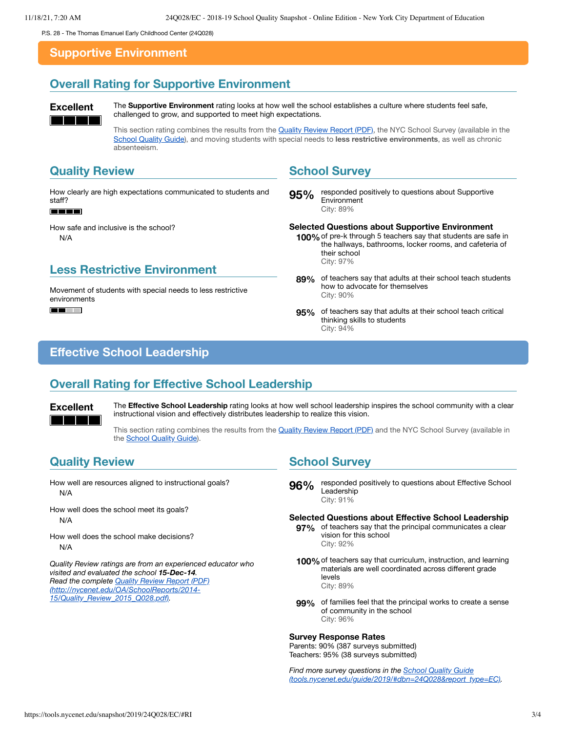P.S. 28 - The Thomas Emanuel Early Childhood Center (24Q028)

# Supportive Environment

## Overall Rating for Supportive Environment

**Excellent**

The **Supportive Environment** rating looks at how well the school establishes a culture where students feel safe, challenged to grow, and supported to meet high expectations.

This section rating combines the results from the Quality Review Report (PDF), the NYC School Survey (available in the School Quality Guide), and moving students with special needs to **less restrictive environments**, as well as chronic absenteeism.

## Quality Review

How clearly are high expectations communicated to students and staff?

How safe and inclusive is the school?
N/A

## Less Restrictive Environment

Movement of students with special needs to less restrictive environments

## School Survey

**95%** responded positively to questions about Supportive Environment
City: 89%

**Selected Questions about Supportive Environment**

**100%** of pre-k through 5 teachers say that students are safe in the hallways, bathrooms, locker rooms, and cafeteria of their school
City: 97%

**89%** of teachers say that adults at their school teach students how to advocate for themselves
City: 90%

**95%** of teachers say that adults at their school teach critical thinking skills to students
City: 94%

# Effective School Leadership

## Overall Rating for Effective School Leadership

**Excellent**

The **Effective School Leadership** rating looks at how well school leadership inspires the school community with a clear instructional vision and effectively distributes leadership to realize this vision.

This section rating combines the results from the Quality Review Report (PDF) and the NYC School Survey (available in the School Quality Guide).

## Quality Review

How well are resources aligned to instructional goals?
N/A

How well does the school meet its goals?
N/A

How well does the school make decisions?
N/A

*Quality Review ratings are from an experienced educator who visited and evaluated the school **15-Dec-14**.*
*Read the complete Quality Review Report (PDF) (http://nycenet.edu/OA/SchoolReports/2014-15/Quality_Review_2015_Q028.pdf).*

## School Survey

**96%** responded positively to questions about Effective School Leadership
City: 91%

**Selected Questions about Effective School Leadership**

**97%** of teachers say that the principal communicates a clear vision for this school
City: 92%

**100%** of teachers say that curriculum, instruction, and learning materials are well coordinated across different grade levels
City: 89%

**99%** of families feel that the principal works to create a sense of community in the school
City: 96%

**Survey Response Rates**
Parents: 90% (387 surveys submitted)
Teachers: 95% (38 surveys submitted)

*Find more survey questions in the School Quality Guide (tools.nycenet.edu/guide/2019/#dbn=24Q028&report_type=EC).*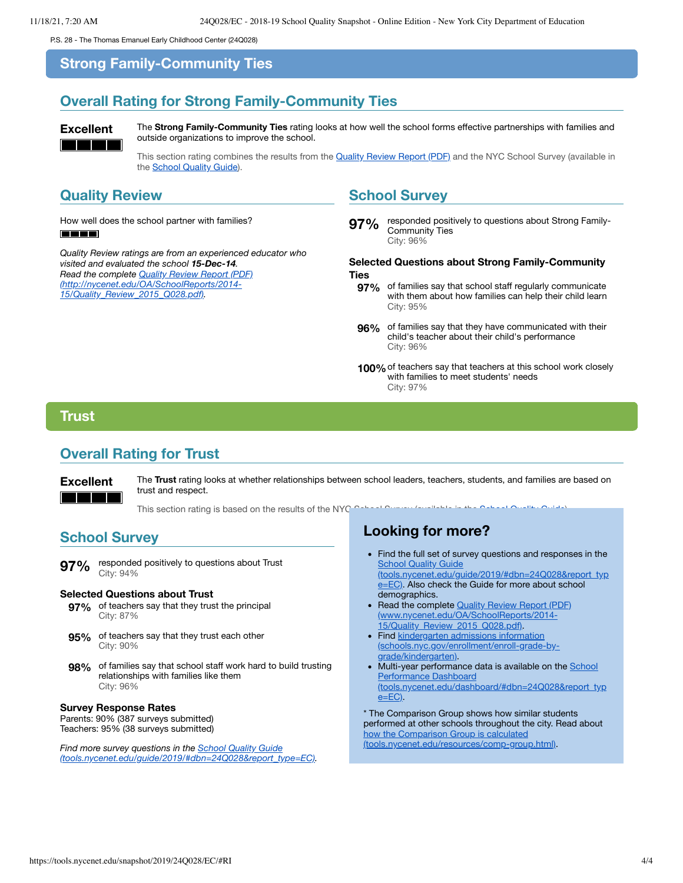P.S. 28 - The Thomas Emanuel Early Childhood Center (24Q028)

# Strong Family-Community Ties

## Overall Rating for Strong Family-Community Ties

**Excellent**

The **Strong Family-Community Ties** rating looks at how well the school forms effective partnerships with families and outside organizations to improve the school.

This section rating combines the results from the Quality Review Report (PDF) and the NYC School Survey (available in the School Quality Guide).

## Quality Review

How well does the school partner with families?

*Quality Review ratings are from an experienced educator who visited and evaluated the school **15-Dec-14**. Read the complete Quality Review Report (PDF) (http://nycenet.edu/OA/SchoolReports/2014-15/Quality_Review_2015_Q028.pdf).*

## School Survey

**97%** responded positively to questions about Strong Family-Community Ties
City: 96%

### Selected Questions about Strong Family-Community Ties

**97%** of families say that school staff regularly communicate with them about how families can help their child learn
City: 95%

**96%** of families say that they have communicated with their child's teacher about their child's performance
City: 96%

**100%** of teachers say that teachers at this school work closely with families to meet students' needs
City: 97%

# Trust

## Overall Rating for Trust

**Excellent**

The **Trust** rating looks at whether relationships between school leaders, teachers, students, and families are based on trust and respect.

This section rating is based on the results of the NYC School Survey (available in the School Quality Guide).

## School Survey

**97%** responded positively to questions about Trust
City: 94%

### Selected Questions about Trust

**97%** of teachers say that they trust the principal
City: 87%

**95%** of teachers say that they trust each other
City: 90%

**98%** of families say that school staff work hard to build trusting relationships with families like them
City: 96%

### Survey Response Rates

Parents: 90% (387 surveys submitted)
Teachers: 95% (38 surveys submitted)

*Find more survey questions in the School Quality Guide (tools.nycenet.edu/guide/2019/#dbn=24Q028&report_type=EC).*

## Looking for more?

- Find the full set of survey questions and responses in the School Quality Guide (tools.nycenet.edu/guide/2019/#dbn=24Q028&report_type=EC). Also check the Guide for more about school demographics.
- Read the complete Quality Review Report (PDF) (www.nycenet.edu/OA/SchoolReports/2014-15/Quality_Review_2015_Q028.pdf).
- Find kindergarten admissions information (schools.nyc.gov/enrollment/enroll-grade-by-grade/kindergarten).
- Multi-year performance data is available on the School Performance Dashboard (tools.nycenet.edu/dashboard/#dbn=24Q028&report_type=EC).

* The Comparison Group shows how similar students performed at other schools throughout the city. Read about how the Comparison Group is calculated (tools.nycenet.edu/resources/comp-group.html).